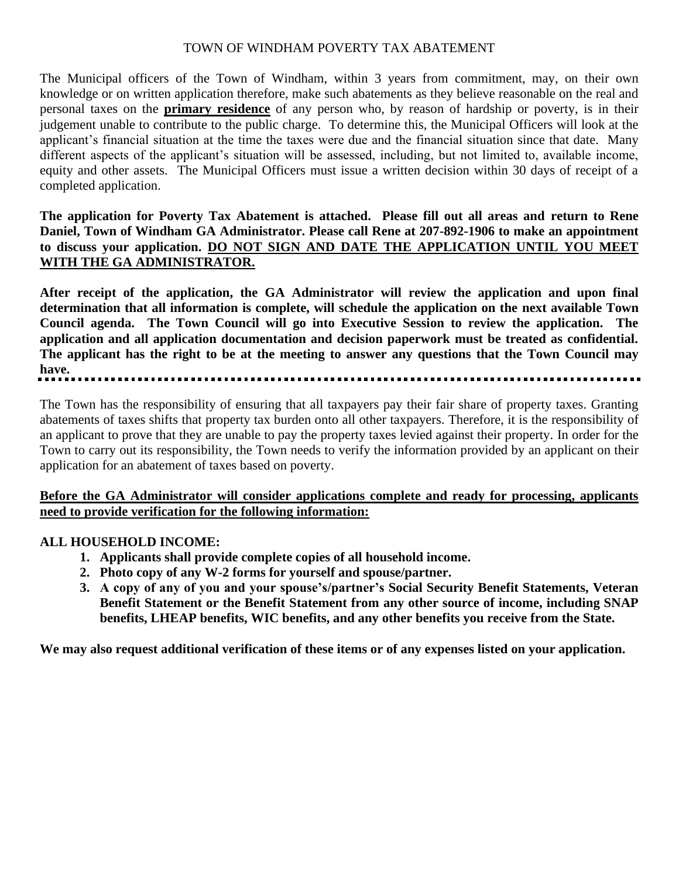# TOWN OF WINDHAM POVERTY TAX ABATEMENT

The Municipal officers of the Town of Windham, within 3 years from commitment, may, on their own knowledge or on written application therefore, make such abatements as they believe reasonable on the real and personal taxes on the **primary residence** of any person who, by reason of hardship or poverty, is in their judgement unable to contribute to the public charge. To determine this, the Municipal Officers will look at the applicant's financial situation at the time the taxes were due and the financial situation since that date. Many different aspects of the applicant's situation will be assessed, including, but not limited to, available income, equity and other assets. The Municipal Officers must issue a written decision within 30 days of receipt of a completed application.

**The application for Poverty Tax Abatement is attached. Please fill out all areas and return to Rene Daniel, Town of Windham GA Administrator. Please call Rene at 207-892-1906 to make an appointment to discuss your application. DO NOT SIGN AND DATE THE APPLICATION UNTIL YOU MEET WITH THE GA ADMINISTRATOR.**

**After receipt of the application, the GA Administrator will review the application and upon final determination that all information is complete, will schedule the application on the next available Town Council agenda. The Town Council will go into Executive Session to review the application. The application and all application documentation and decision paperwork must be treated as confidential. The applicant has the right to be at the meeting to answer any questions that the Town Council may have.**

---

The Town has the responsibility of ensuring that all taxpayers pay their fair share of property taxes. Granting abatements of taxes shifts that property tax burden onto all other taxpayers. Therefore, it is the responsibility of an applicant to prove that they are unable to pay the property taxes levied against their property. In order for the Town to carry out its responsibility, the Town needs to verify the information provided by an applicant on their application for an abatement of taxes based on poverty.

**Before the GA Administrator will consider applications complete and ready for processing, applicants need to provide verification for the following information:**

**ALL HOUSEHOLD INCOME:**

1. **Applicants shall provide complete copies of all household income.**
2. **Photo copy of any W-2 forms for yourself and spouse/partner.**
3. **A copy of any of you and your spouse's/partner's Social Security Benefit Statements, Veteran Benefit Statement or the Benefit Statement from any other source of income, including SNAP benefits, LHEAP benefits, WIC benefits, and any other benefits you receive from the State.**

**We may also request additional verification of these items or of any expenses listed on your application.**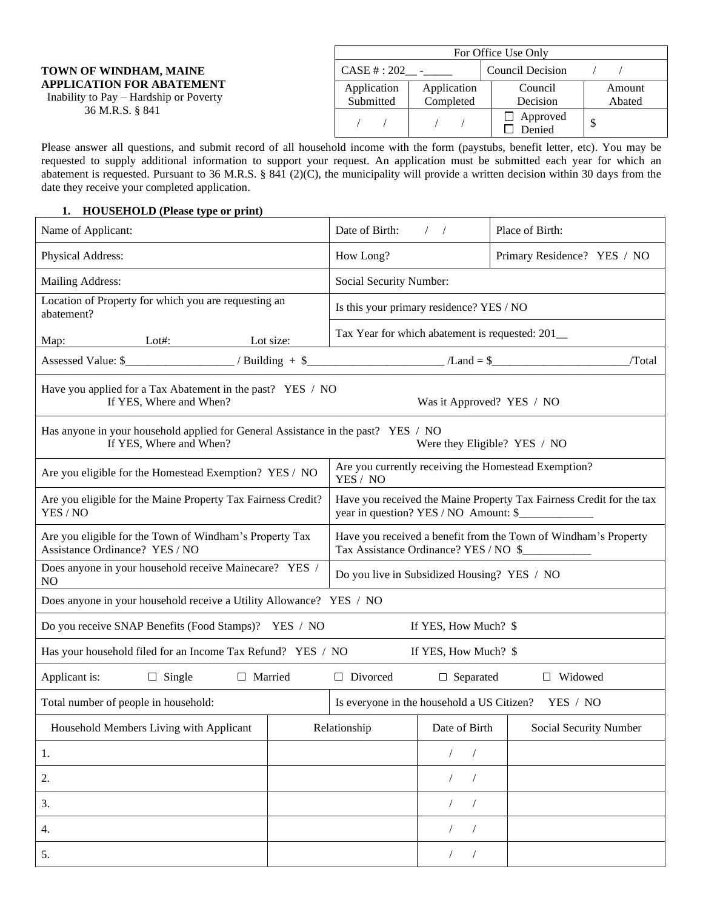**TOWN OF WINDHAM, MAINE**
**APPLICATION FOR ABATEMENT**
Inability to Pay – Hardship or Poverty
36 M.R.S. § 841

| For Office Use Only | | | |
|---|---|---|---|
| CASE # : 202__ -_____ | | Council Decision / / | |
| Application Submitted | Application Completed | Council Decision | Amount Abated |
| / / | / / | ☐ Approved ☐ Denied | $ |

Please answer all questions, and submit record of all household income with the form (paystubs, benefit letter, etc). You may be requested to supply additional information to support your request. An application must be submitted each year for which an abatement is requested. Pursuant to 36 M.R.S. § 841 (2)(C), the municipality will provide a written decision within 30 days from the date they receive your completed application.

## 1. HOUSEHOLD (Please type or print)

| | | |
|---|---|---|
| Name of Applicant: | Date of Birth: / / | Place of Birth: |
| Physical Address: | How Long? | Primary Residence? YES / NO |
| Mailing Address: | Social Security Number: | |
| Location of Property for which you are requesting an abatement? | Is this your primary residence? YES / NO | |
| Map: Lot#: Lot size: | Tax Year for which abatement is requested: 201__ | |
| Assessed Value: $__________________ / Building + $______________________ /Land = $______________________/Total | | |
| Have you applied for a Tax Abatement in the past? YES / NO<br>If YES, Where and When? Was it Approved? YES / NO | | |
| Has anyone in your household applied for General Assistance in the past? YES / NO<br>If YES, Where and When? Were they Eligible? YES / NO | | |
| Are you eligible for the Homestead Exemption? YES / NO | Are you currently receiving the Homestead Exemption? YES / NO | |
| Are you eligible for the Maine Property Tax Fairness Credit? YES / NO | Have you received the Maine Property Tax Fairness Credit for the tax year in question? YES / NO Amount: $____________ | |
| Are you eligible for the Town of Windham's Property Tax Assistance Ordinance? YES / NO | Have you received a benefit from the Town of Windham's Property Tax Assistance Ordinance? YES / NO $___________ | |
| Does anyone in your household receive Mainecare? YES / NO | Do you live in Subsidized Housing? YES / NO | |
| Does anyone in your household receive a Utility Allowance? YES / NO | | |
| Do you receive SNAP Benefits (Food Stamps)? YES / NO If YES, How Much? $ | | |
| Has your household filed for an Income Tax Refund? YES / NO If YES, How Much? $ | | |
| Applicant is: ☐ Single ☐ Married ☐ Divorced ☐ Separated ☐ Widowed | | |
| Total number of people in household: | Is everyone in the household a US Citizen? YES / NO | |

| Household Members Living with Applicant | Relationship | Date of Birth | Social Security Number |
|---|---|---|---|
| 1. | | / / | |
| 2. | | / / | |
| 3. | | / / | |
| 4. | | / / | |
| 5. | | / / | |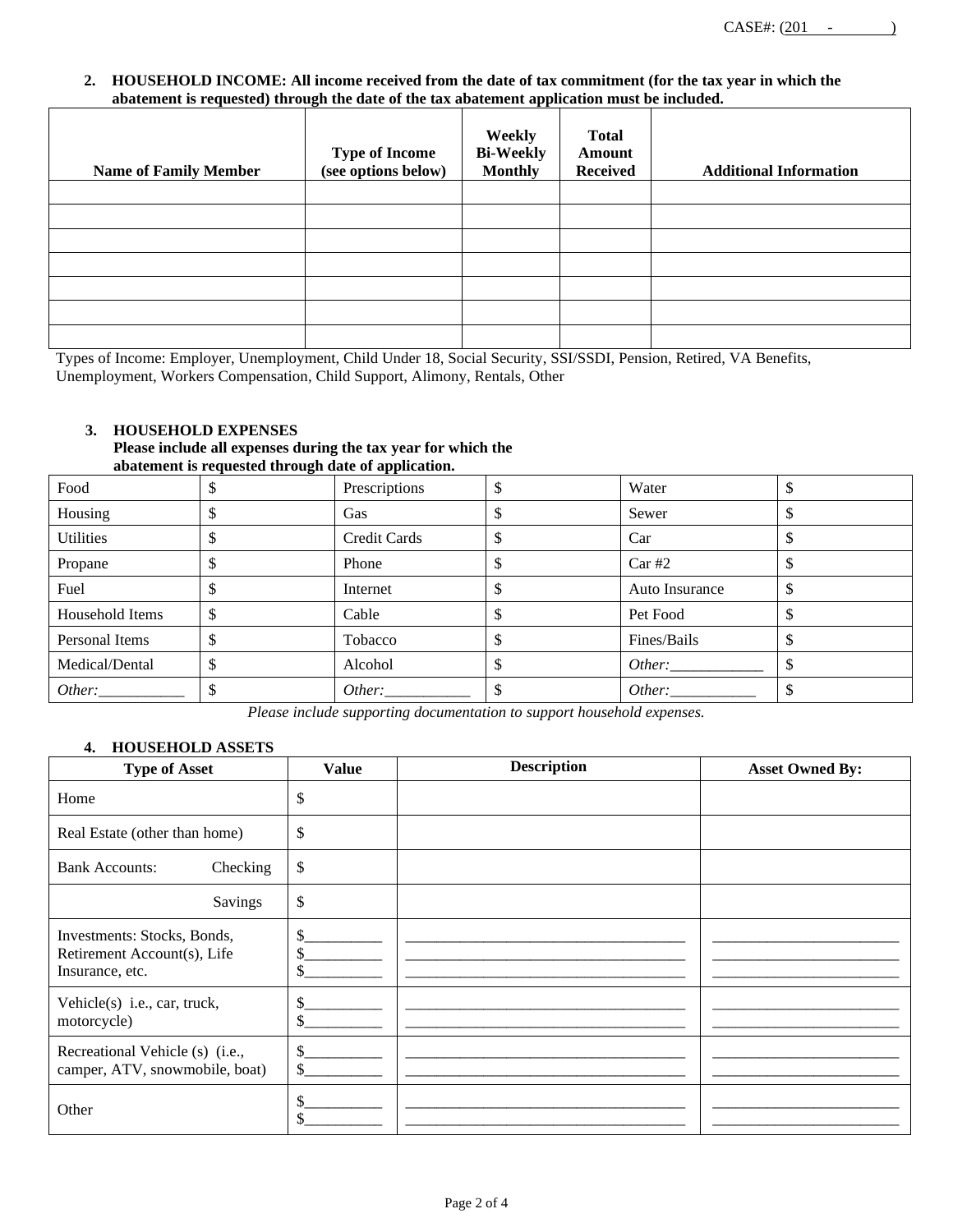CASE#: (201 - )

**2. HOUSEHOLD INCOME: All income received from the date of tax commitment (for the tax year in which the abatement is requested) through the date of the tax abatement application must be included.**

| Name of Family Member | Type of Income (see options below) | Weekly Bi-Weekly Monthly | Total Amount Received | Additional Information |
|---|---|---|---|---|
| | | | | |
| | | | | |
| | | | | |
| | | | | |
| | | | | |
| | | | | |
| | | | | |

Types of Income: Employer, Unemployment, Child Under 18, Social Security, SSI/SSDI, Pension, Retired, VA Benefits, Unemployment, Workers Compensation, Child Support, Alimony, Rentals, Other

**3. HOUSEHOLD EXPENSES**
**Please include all expenses during the tax year for which the abatement is requested through date of application.**

| | | | | | |
|---|---|---|---|---|---|
| Food | $ | Prescriptions | $ | Water | $ |
| Housing | $ | Gas | $ | Sewer | $ |
| Utilities | $ | Credit Cards | $ | Car | $ |
| Propane | $ | Phone | $ | Car #2 | $ |
| Fuel | $ | Internet | $ | Auto Insurance | $ |
| Household Items | $ | Cable | $ | Pet Food | $ |
| Personal Items | $ | Tobacco | $ | Fines/Bails | $ |
| Medical/Dental | $ | Alcohol | $ | *Other:*____________ | $ |
| *Other:*___________ | $ | *Other:*___________ | $ | *Other:*___________ | $ |

*Please include supporting documentation to support household expenses.*

**4. HOUSEHOLD ASSETS**

| Type of Asset | Value | Description | Asset Owned By: |
|---|---|---|---|
| Home | $ | | |
| Real Estate (other than home) | $ | | |
| Bank Accounts: Checking | $ | | |
| Savings | $ | | |
| Investments: Stocks, Bonds, Retirement Account(s), Life Insurance, etc. | $__________ $__________ $__________ | ______________________________________ ______________________________________ ______________________________________ | _________________________ _________________________ _________________________ |
| Vehicle(s) i.e., car, truck, motorcycle) | $__________ $__________ | ______________________________________ ______________________________________ | _________________________ _________________________ |
| Recreational Vehicle (s) (i.e., camper, ATV, snowmobile, boat) | $__________ $__________ | ______________________________________ ______________________________________ | _________________________ _________________________ |
| Other | $__________ $__________ | ______________________________________ ______________________________________ | _________________________ _________________________ |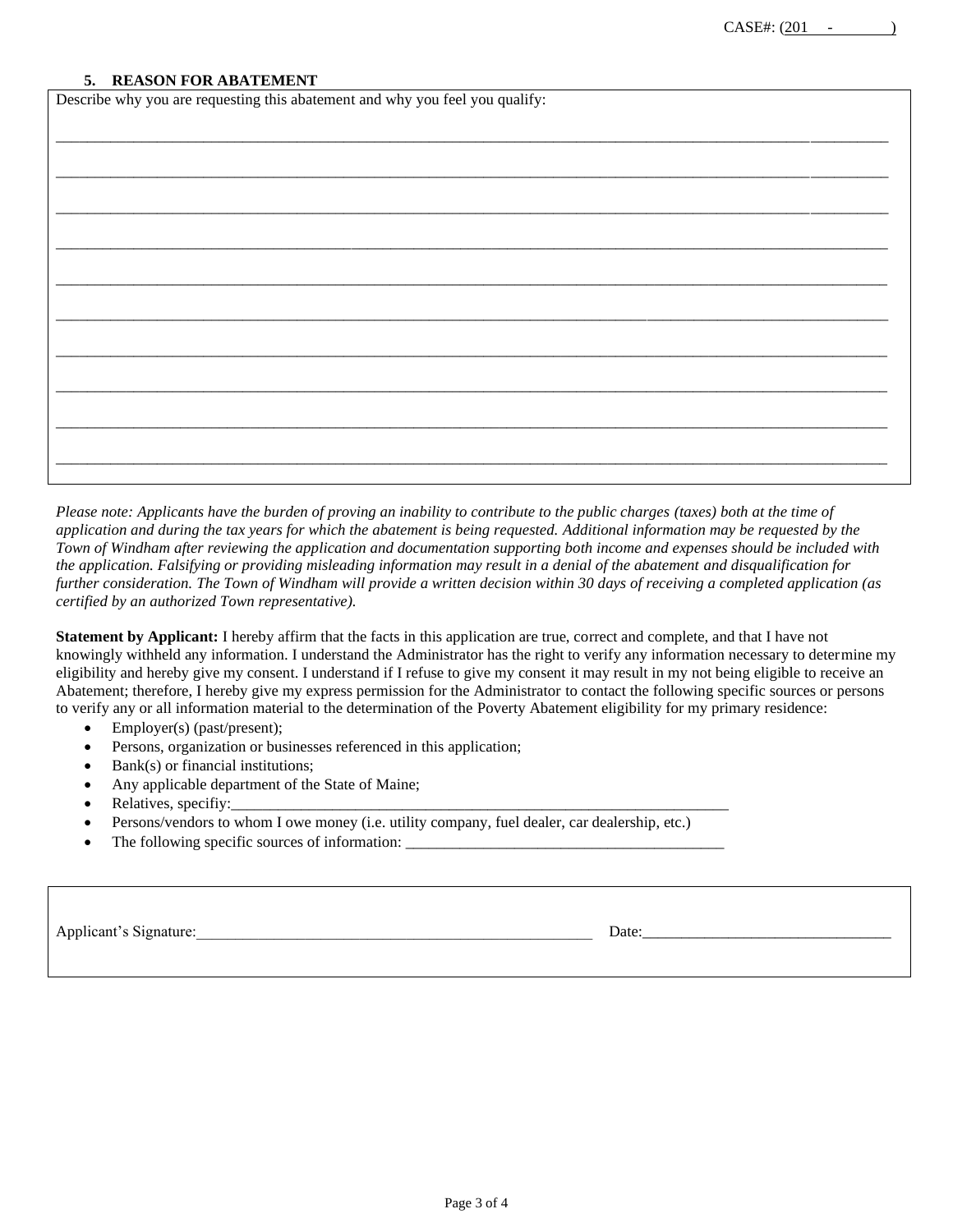CASE#: (201 - )

### 5. REASON FOR ABATEMENT

Describe why you are requesting this abatement and why you feel you qualify:

______________________________________________________________________________________________

______________________________________________________________________________________________

______________________________________________________________________________________________

______________________________________________________________________________________________

______________________________________________________________________________________________

______________________________________________________________________________________________

______________________________________________________________________________________________

______________________________________________________________________________________________

______________________________________________________________________________________________

______________________________________________________________________________________________

*Please note: Applicants have the burden of proving an inability to contribute to the public charges (taxes) both at the time of application and during the tax years for which the abatement is being requested. Additional information may be requested by the Town of Windham after reviewing the application and documentation supporting both income and expenses should be included with the application. Falsifying or providing misleading information may result in a denial of the abatement and disqualification for further consideration. The Town of Windham will provide a written decision within 30 days of receiving a completed application (as certified by an authorized Town representative).*

**Statement by Applicant:** I hereby affirm that the facts in this application are true, correct and complete, and that I have not knowingly withheld any information. I understand the Administrator has the right to verify any information necessary to determine my eligibility and hereby give my consent. I understand if I refuse to give my consent it may result in my not being eligible to receive an Abatement; therefore, I hereby give my express permission for the Administrator to contact the following specific sources or persons to verify any or all information material to the determination of the Poverty Abatement eligibility for my primary residence:

- Employer(s) (past/present);
- Persons, organization or businesses referenced in this application;
- Bank(s) or financial institutions;
- Any applicable department of the State of Maine;
- Relatives, specifiy:_________________________________________________________________
- Persons/vendors to whom I owe money (i.e. utility company, fuel dealer, car dealership, etc.)
- The following specific sources of information: __________________________________________

Applicant's Signature:____________________________________________________ Date:________________________________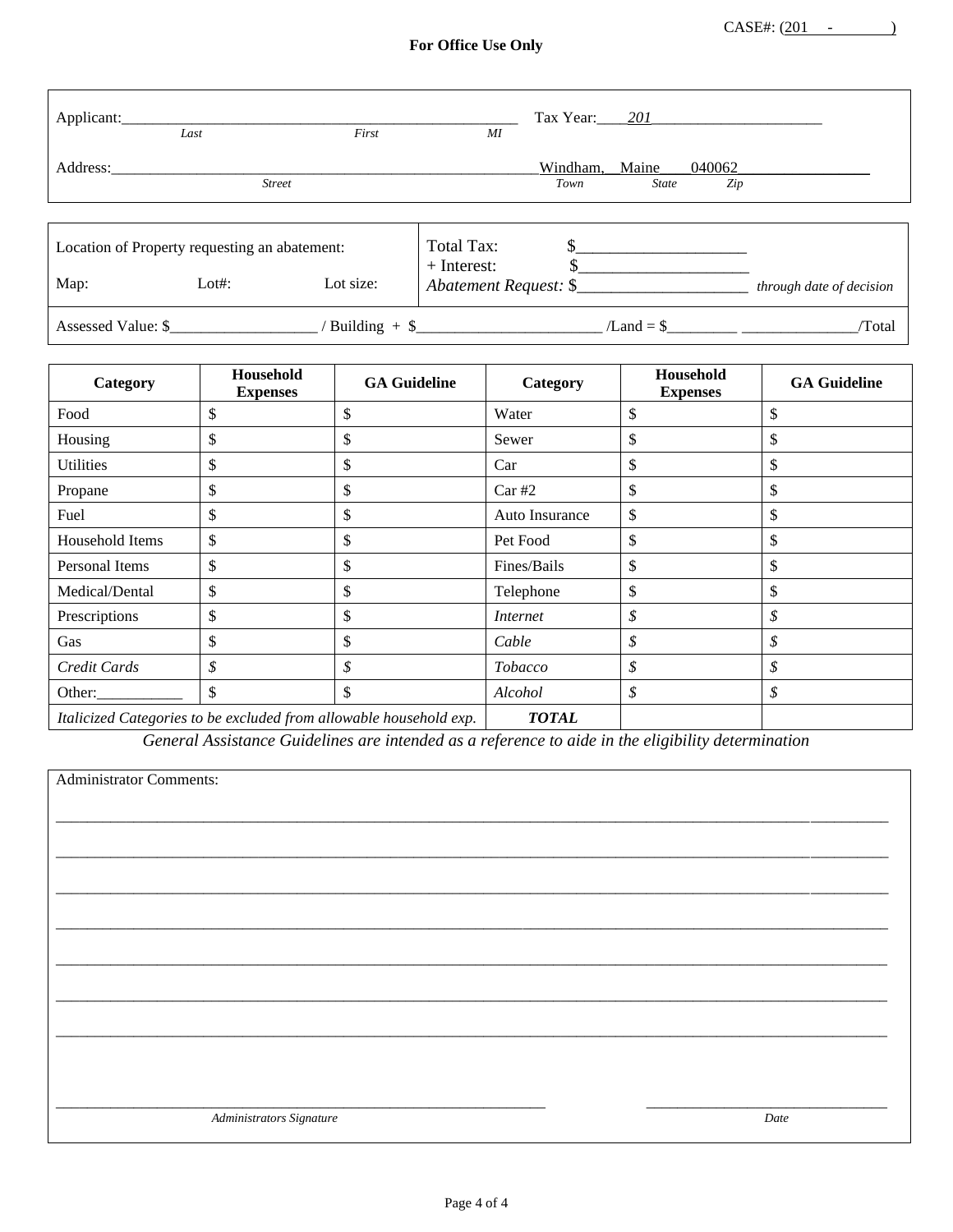CASE#: (201 - )

**For Office Use Only**

Applicant:_______________________________________________ Tax Year: 201_____________________
*Last* *First* *MI*

Address:_______________________________________________ Windham, Maine 040062_______________
*Street* *Town* *State* *Zip*

Location of Property requesting an abatement:

Map: Lot#: Lot size:

Total Tax: $____________________
+ Interest: $____________________
*Abatement Request:* $____________________ *through date of decision*

Assessed Value: $__________________ / Building + $______________________ /Land = $________ ______________/Total

| Category | Household Expenses | GA Guideline | Category | Household Expenses | GA Guideline |
|---|---|---|---|---|---|
| Food | $ | $ | Water | $ | $ |
| Housing | $ | $ | Sewer | $ | $ |
| Utilities | $ | $ | Car | $ | $ |
| Propane | $ | $ | Car #2 | $ | $ |
| Fuel | $ | $ | Auto Insurance | $ | $ |
| Household Items | $ | $ | Pet Food | $ | $ |
| Personal Items | $ | $ | Fines/Bails | $ | $ |
| Medical/Dental | $ | $ | Telephone | $ | $ |
| Prescriptions | $ | $ | *Internet* | *$* | *$* |
| Gas | $ | $ | *Cable* | *$* | *$* |
| *Credit Cards* | *$* | *$* | *Tobacco* | *$* | *$* |
| Other:__________ | $ | $ | *Alcohol* | *$* | *$* |
| *Italicized Categories to be excluded from allowable household exp.* | | | ***TOTAL*** | | |

*General Assistance Guidelines are intended as a reference to aide in the eligibility determination*

Administrator Comments:

_____________________________________________________________________________

_____________________________________________________________________________

_____________________________________________________________________________

_____________________________________________________________________________

_____________________________________________________________________________

_____________________________________________________________________________

_____________________________________________________________________________

_______________________________________________ ________________________
*Administrators Signature* *Date*